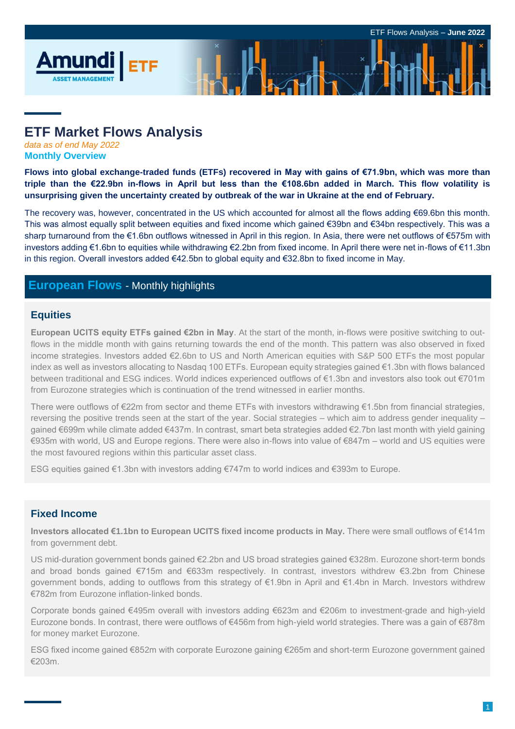# ETF Market Flows Analysis

*data as of end May 2022*

**Monthly Overview**

**Flows into global exchange-traded funds (ETFs) recovered in May with gains of €71.9bn, which was more than triple than the €22.9bn in-flows in April but less than the €108.6bn added in March. This flow volatility is unsurprising given the uncertainty created by outbreak of the war in Ukraine at the end of February.**

The recovery was, however, concentrated in the US which accounted for almost all the flows adding €69.6bn this month. This was almost equally split between equities and fixed income which gained €39bn and €34bn respectively. This was a sharp turnaround from the €1.6bn outflows witnessed in April in this region. In Asia, there were net outflows of €575m with investors adding €1.6bn to equities while withdrawing €2.2bn from fixed income. In April there were net in-flows of €11.3bn in this region. Overall investors added €42.5bn to global equity and €32.8bn to fixed income in May.

## European Flows - Monthly highlights

### Equities

**European UCITS equity ETFs gained €2bn in May**. At the start of the month, in-flows were positive switching to out-flows in the middle month with gains returning towards the end of the month. This pattern was also observed in fixed income strategies. Investors added €2.6bn to US and North American equities with S&P 500 ETFs the most popular index as well as investors allocating to Nasdaq 100 ETFs. European equity strategies gained €1.3bn with flows balanced between traditional and ESG indices. World indices experienced outflows of €1.3bn and investors also took out €701m from Eurozone strategies which is continuation of the trend witnessed in earlier months.

There were outflows of €22m from sector and theme ETFs with investors withdrawing €1.5bn from financial strategies, reversing the positive trends seen at the start of the year. Social strategies – which aim to address gender inequality – gained €699m while climate added €437m. In contrast, smart beta strategies added €2.7bn last month with yield gaining €935m with world, US and Europe regions. There were also in-flows into value of €847m – world and US equities were the most favoured regions within this particular asset class.

ESG equities gained €1.3bn with investors adding €747m to world indices and €393m to Europe.

### Fixed Income

**Investors allocated €1.1bn to European UCITS fixed income products in May.** There were small outflows of €141m from government debt.

US mid-duration government bonds gained €2.2bn and US broad strategies gained €328m. Eurozone short-term bonds and broad bonds gained €715m and €633m respectively. In contrast, investors withdrew €3.2bn from Chinese government bonds, adding to outflows from this strategy of €1.9bn in April and €1.4bn in March. Investors withdrew €782m from Eurozone inflation-linked bonds.

Corporate bonds gained €495m overall with investors adding €623m and €206m to investment-grade and high-yield Eurozone bonds. In contrast, there were outflows of €456m from high-yield world strategies. There was a gain of €878m for money market Eurozone.

ESG fixed income gained €852m with corporate Eurozone gaining €265m and short-term Eurozone government gained €203m.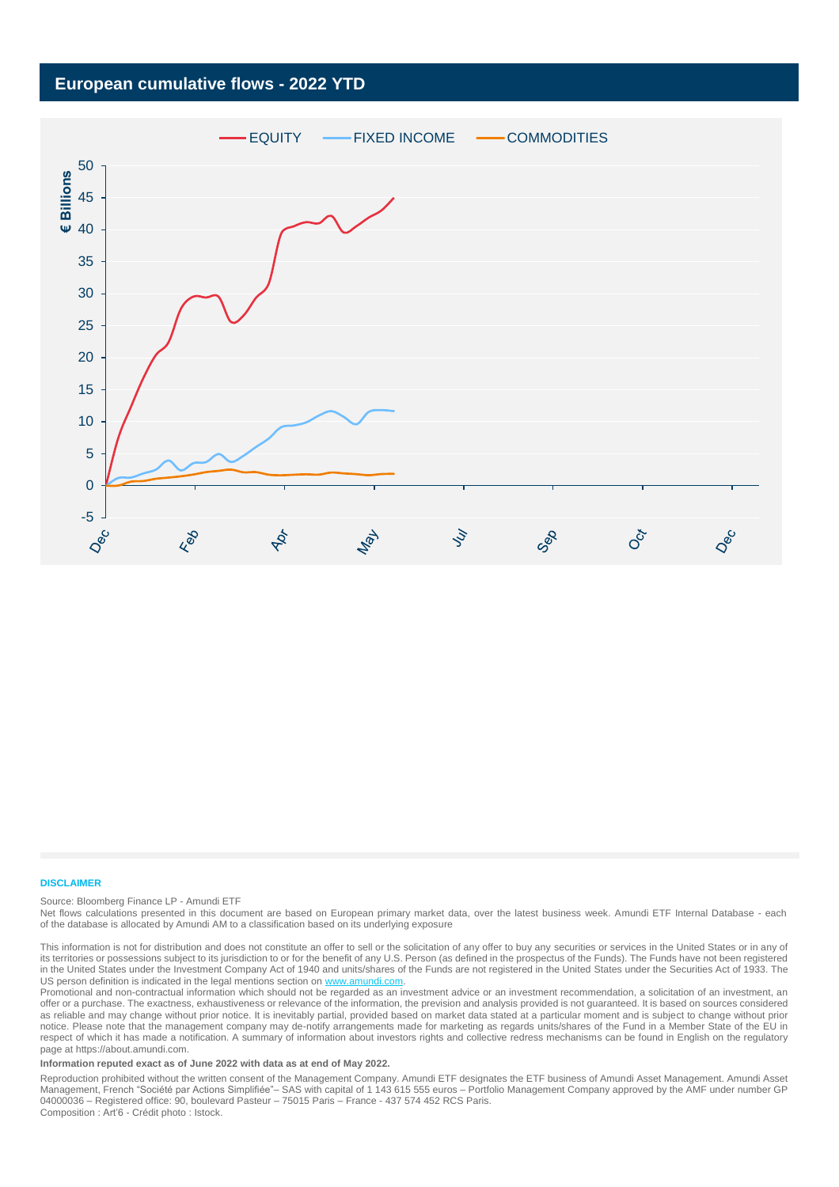## European cumulative flows - 2022 YTD

EQUITY FIXED INCOME COMMODITIES

€ Billions

50
45
40
35
30
25
20
15
10
5
0
-5

Dec Feb Apr May Jul Sep Oct Dec

**DISCLAIMER**

Source: Bloomberg Finance LP - Amundi ETF

Net flows calculations presented in this document are based on European primary market data, over the latest business week. Amundi ETF Internal Database - each of the database is allocated by Amundi AM to a classification based on its underlying exposure

This information is not for distribution and does not constitute an offer to sell or the solicitation of any offer to buy any securities or services in the United States or in any of its territories or possessions subject to its jurisdiction to or for the benefit of any U.S. Person (as defined in the prospectus of the Funds). The Funds have not been registered in the United States under the Investment Company Act of 1940 and units/shares of the Funds are not registered in the United States under the Securities Act of 1933. The US person definition is indicated in the legal mentions section on www.amundi.com.

Promotional and non-contractual information which should not be regarded as an investment advice or an investment recommendation, a solicitation of an investment, an offer or a purchase. The exactness, exhaustiveness or relevance of the information, the prevision and analysis provided is not guaranteed. It is based on sources considered as reliable and may change without prior notice. It is inevitably partial, provided based on market data stated at a particular moment and is subject to change without prior notice. Please note that the management company may de-notify arrangements made for marketing as regards units/shares of the Fund in a Member State of the EU in respect of which it has made a notification. A summary of information about investors rights and collective redress mechanisms can be found in English on the regulatory page at https://about.amundi.com.

**Information reputed exact as of June 2022 with data as at end of May 2022.**

Reproduction prohibited without the written consent of the Management Company. Amundi ETF designates the ETF business of Amundi Asset Management. Amundi Asset Management, French "Société par Actions Simplifiée"– SAS with capital of 1 143 615 555 euros – Portfolio Management Company approved by the AMF under number GP 04000036 – Registered office: 90, boulevard Pasteur – 75015 Paris – France - 437 574 452 RCS Paris.

Composition : Art'6 - Crédit photo : Istock.